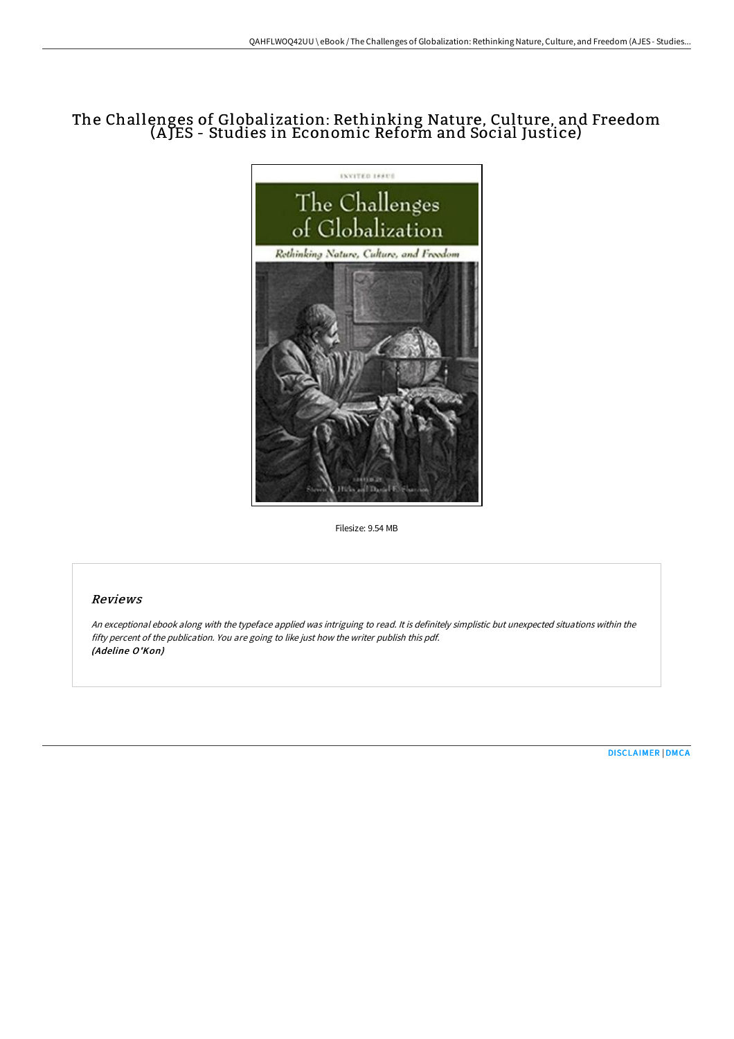# The Challenges of Globalization: Rethinking Nature, Culture, and Freedom (AJES - Studies in Economic Reform and Social Justice)

Filesize: 9.54 MB

## Reviews

*An exceptional ebook along with the typeface applied was intriguing to read. It is definitely simplistic but unexpected situations within the fifty percent of the publication. You are going to like just how the writer publish this pdf.*
***(Adeline O'Kon)***

[DISCLAIMER](#) | [DMCA](#)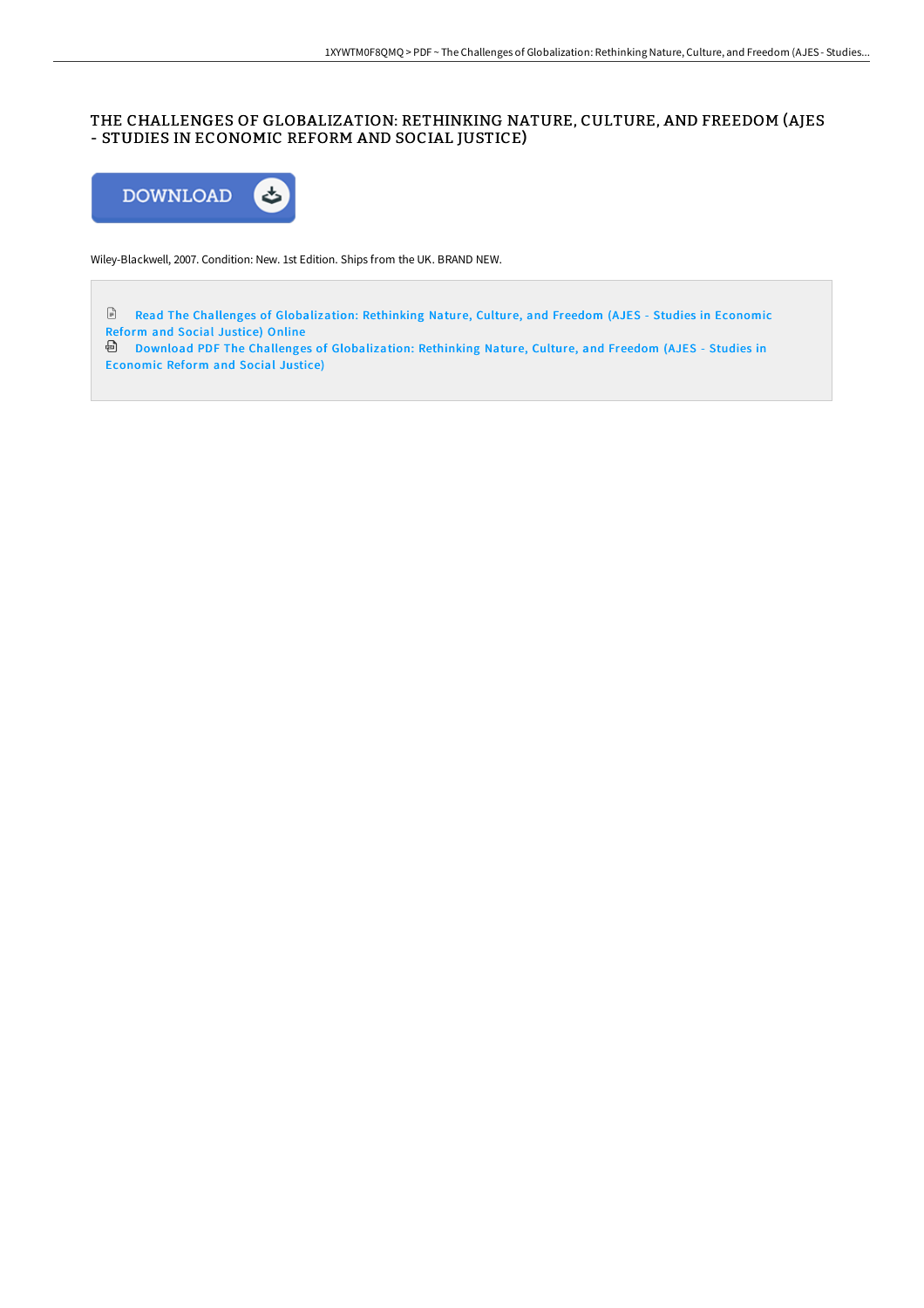# THE CHALLENGES OF GLOBALIZATION: RETHINKING NATURE, CULTURE, AND FREEDOM (AJES - STUDIES IN ECONOMIC REFORM AND SOCIAL JUSTICE)

DOWNLOAD

Wiley-Blackwell, 2007. Condition: New. 1st Edition. Ships from the UK. BRAND NEW.

Read The Challenges of Globalization: Rethinking Nature, Culture, and Freedom (AJES - Studies in Economic Reform and Social Justice) Online

Download PDF The Challenges of Globalization: Rethinking Nature, Culture, and Freedom (AJES - Studies in Economic Reform and Social Justice)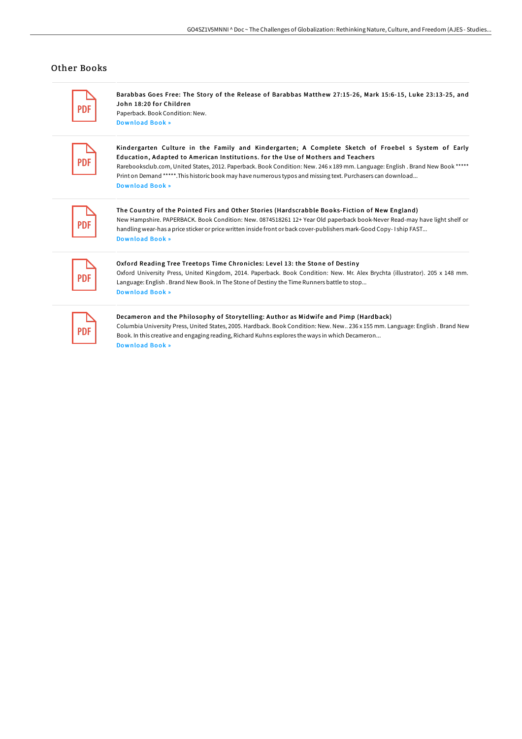## Other Books

**Barabbas Goes Free: The Story of the Release of Barabbas Matthew 27:15-26, Mark 15:6-15, Luke 23:13-25, and John 18:20 for Children**

Paperback. Book Condition: New.

Download Book »

**Kindergarten Culture in the Family and Kindergarten; A Complete Sketch of Froebel s System of Early Education, Adapted to American Institutions. for the Use of Mothers and Teachers**

Rarebooksclub.com, United States, 2012. Paperback. Book Condition: New. 246 x 189 mm. Language: English . Brand New Book ***** Print on Demand *****.This historic book may have numerous typos and missing text. Purchasers can download...

Download Book »

**The Country of the Pointed Firs and Other Stories (Hardscrabble Books-Fiction of New England)**

New Hampshire. PAPERBACK. Book Condition: New. 0874518261 12+ Year Old paperback book-Never Read-may have light shelf or handling wear-has a price sticker or price written inside front or back cover-publishers mark-Good Copy- I ship FAST...

Download Book »

**Oxford Reading Tree Treetops Time Chronicles: Level 13: the Stone of Destiny**

Oxford University Press, United Kingdom, 2014. Paperback. Book Condition: New. Mr. Alex Brychta (illustrator). 205 x 148 mm. Language: English . Brand New Book. In The Stone of Destiny the Time Runners battle to stop...

Download Book »

**Decameron and the Philosophy of Storytelling: Author as Midwife and Pimp (Hardback)**

Columbia University Press, United States, 2005. Hardback. Book Condition: New. New.. 236 x 155 mm. Language: English . Brand New Book. In this creative and engaging reading, Richard Kuhns explores the ways in which Decameron...

Download Book »